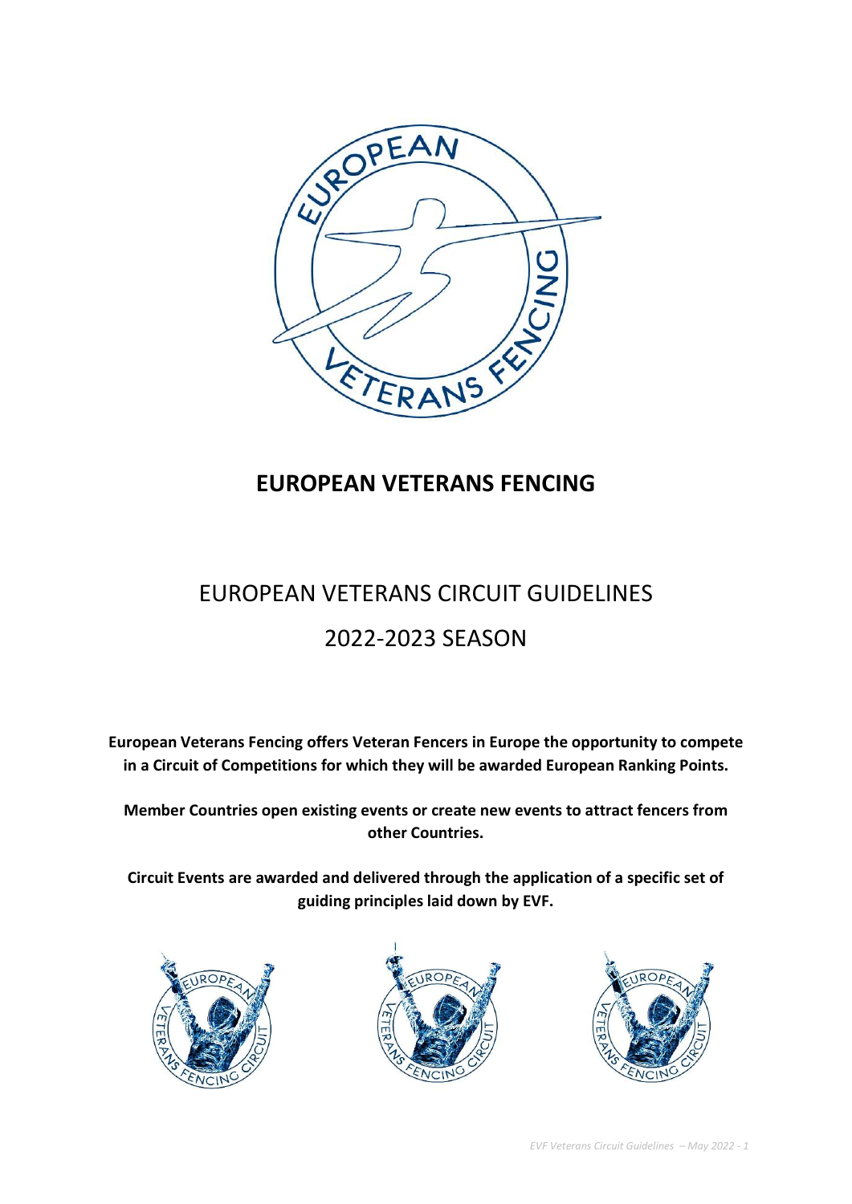# EUROPEAN VETERANS FENCING

## EUROPEAN VETERANS CIRCUIT GUIDELINES

## 2022-2023 SEASON

**European Veterans Fencing offers Veteran Fencers in Europe the opportunity to compete in a Circuit of Competitions for which they will be awarded European Ranking Points.**

**Member Countries open existing events or create new events to attract fencers from other Countries.**

**Circuit Events are awarded and delivered through the application of a specific set of guiding principles laid down by EVF.**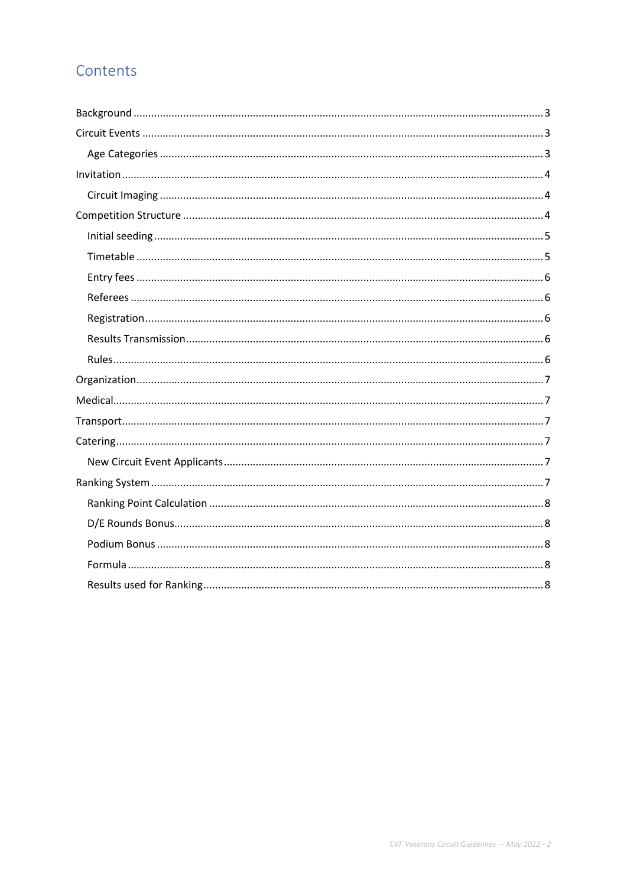# Contents

- Background ... 3
- Circuit Events ... 3
  - Age Categories ... 3
- Invitation ... 4
  - Circuit Imaging ... 4
- Competition Structure ... 4
  - Initial seeding ... 5
  - Timetable ... 5
  - Entry fees ... 6
  - Referees ... 6
  - Registration ... 6
  - Results Transmission ... 6
  - Rules ... 6
- Organization ... 7
- Medical ... 7
- Transport ... 7
- Catering ... 7
  - New Circuit Event Applicants ... 7
- Ranking System ... 7
  - Ranking Point Calculation ... 8
  - D/E Rounds Bonus ... 8
  - Podium Bonus ... 8
  - Formula ... 8
  - Results used for Ranking ... 8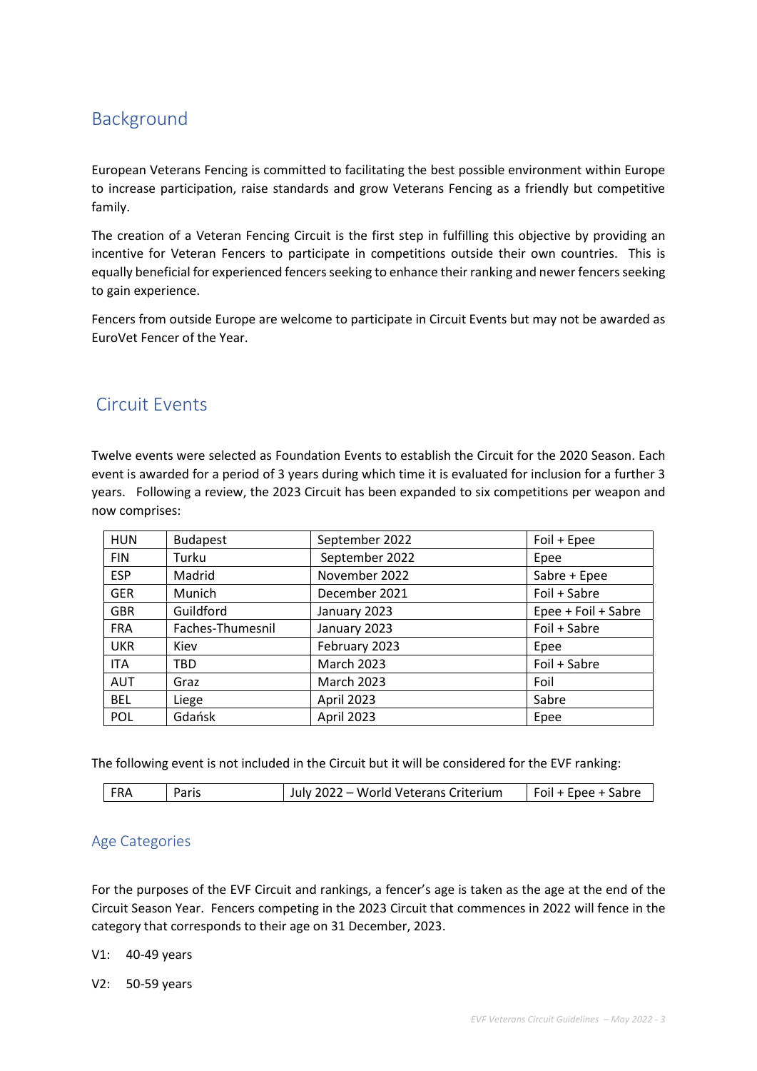## Background

European Veterans Fencing is committed to facilitating the best possible environment within Europe to increase participation, raise standards and grow Veterans Fencing as a friendly but competitive family.

The creation of a Veteran Fencing Circuit is the first step in fulfilling this objective by providing an incentive for Veteran Fencers to participate in competitions outside their own countries. This is equally beneficial for experienced fencers seeking to enhance their ranking and newer fencers seeking to gain experience.

Fencers from outside Europe are welcome to participate in Circuit Events but may not be awarded as EuroVet Fencer of the Year.

## Circuit Events

Twelve events were selected as Foundation Events to establish the Circuit for the 2020 Season. Each event is awarded for a period of 3 years during which time it is evaluated for inclusion for a further 3 years. Following a review, the 2023 Circuit has been expanded to six competitions per weapon and now comprises:

| | | | |
|---|---|---|---|
| HUN | Budapest | September 2022 | Foil + Epee |
| FIN | Turku | September 2022 | Epee |
| ESP | Madrid | November 2022 | Sabre + Epee |
| GER | Munich | December 2021 | Foil + Sabre |
| GBR | Guildford | January 2023 | Epee + Foil + Sabre |
| FRA | Faches-Thumesnil | January 2023 | Foil + Sabre |
| UKR | Kiev | February 2023 | Epee |
| ITA | TBD | March 2023 | Foil + Sabre |
| AUT | Graz | March 2023 | Foil |
| BEL | Liege | April 2023 | Sabre |
| POL | Gdańsk | April 2023 | Epee |

The following event is not included in the Circuit but it will be considered for the EVF ranking:

| | | | |
|---|---|---|---|
| FRA | Paris | July 2022 – World Veterans Criterium | Foil + Epee + Sabre |

### Age Categories

For the purposes of the EVF Circuit and rankings, a fencer's age is taken as the age at the end of the Circuit Season Year. Fencers competing in the 2023 Circuit that commences in 2022 will fence in the category that corresponds to their age on 31 December, 2023.

V1: 40-49 years

V2: 50-59 years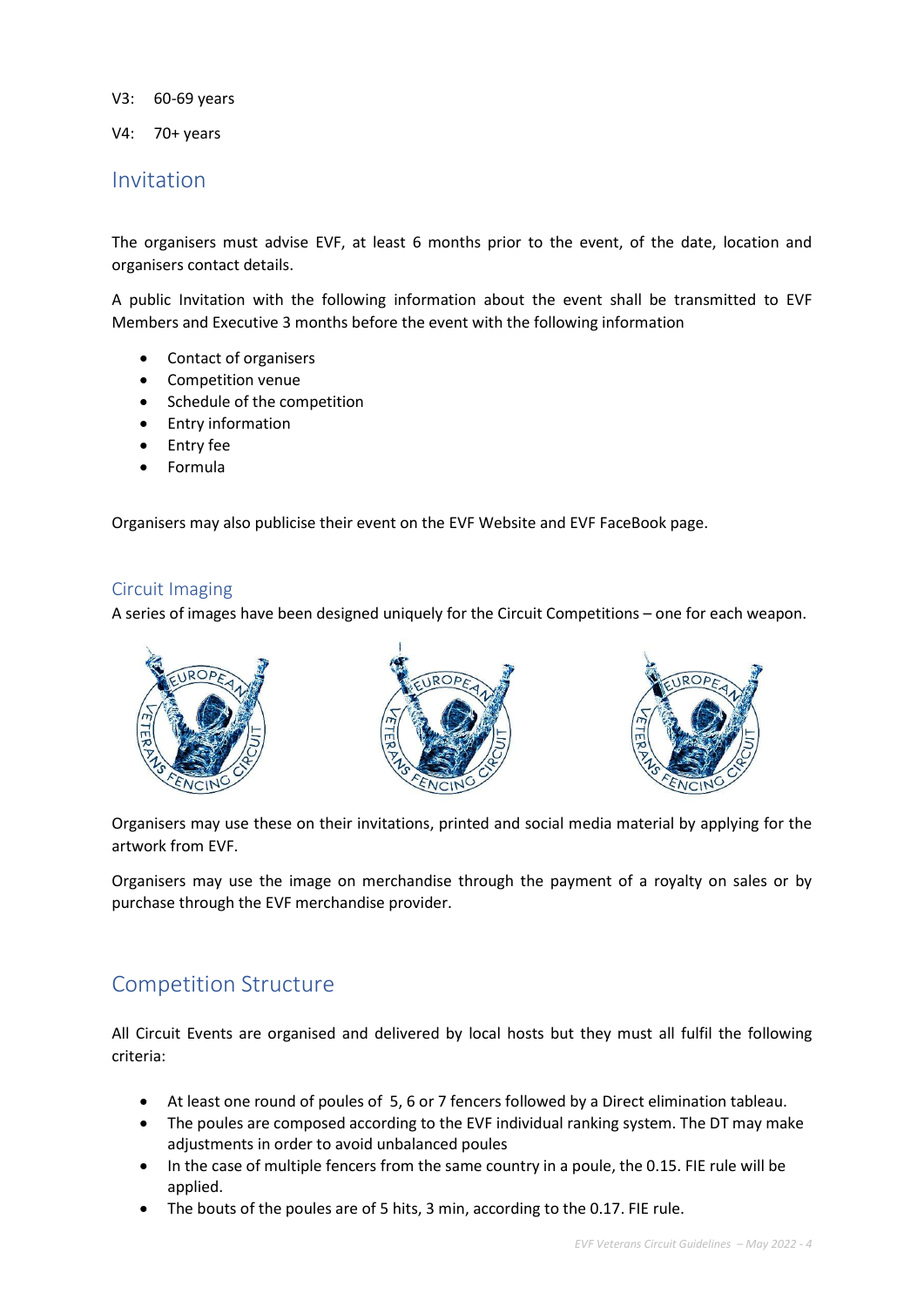V3: 60-69 years

V4: 70+ years

## Invitation

The organisers must advise EVF, at least 6 months prior to the event, of the date, location and organisers contact details.

A public Invitation with the following information about the event shall be transmitted to EVF Members and Executive 3 months before the event with the following information

- Contact of organisers
- Competition venue
- Schedule of the competition
- Entry information
- Entry fee
- Formula

Organisers may also publicise their event on the EVF Website and EVF FaceBook page.

### Circuit Imaging

A series of images have been designed uniquely for the Circuit Competitions – one for each weapon.

Organisers may use these on their invitations, printed and social media material by applying for the artwork from EVF.

Organisers may use the image on merchandise through the payment of a royalty on sales or by purchase through the EVF merchandise provider.

## Competition Structure

All Circuit Events are organised and delivered by local hosts but they must all fulfil the following criteria:

- At least one round of poules of 5, 6 or 7 fencers followed by a Direct elimination tableau.
- The poules are composed according to the EVF individual ranking system. The DT may make adjustments in order to avoid unbalanced poules
- In the case of multiple fencers from the same country in a poule, the 0.15. FIE rule will be applied.
- The bouts of the poules are of 5 hits, 3 min, according to the 0.17. FIE rule.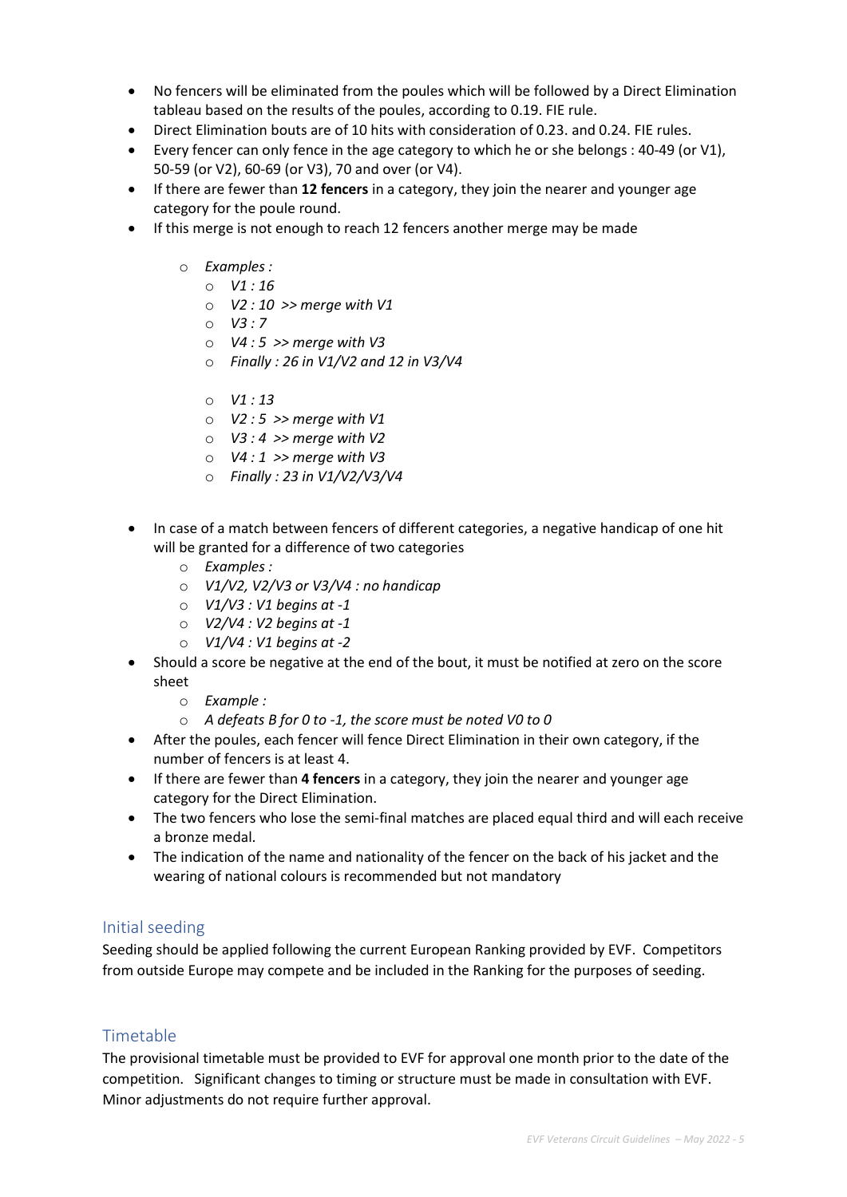- No fencers will be eliminated from the poules which will be followed by a Direct Elimination tableau based on the results of the poules, according to 0.19. FIE rule.
- Direct Elimination bouts are of 10 hits with consideration of 0.23. and 0.24. FIE rules.
- Every fencer can only fence in the age category to which he or she belongs : 40-49 (or V1), 50-59 (or V2), 60-69 (or V3), 70 and over (or V4).
- If there are fewer than **12 fencers** in a category, they join the nearer and younger age category for the poule round.
- If this merge is not enough to reach 12 fencers another merge may be made
    - *Examples :*
    - *V1 : 16*
    - *V2 : 10 >> merge with V1*
    - *V3 : 7*
    - *V4 : 5 >> merge with V3*
    - *Finally : 26 in V1/V2 and 12 in V3/V4*
    - *V1 : 13*
    - *V2 : 5 >> merge with V1*
    - *V3 : 4 >> merge with V2*
    - *V4 : 1 >> merge with V3*
    - *Finally : 23 in V1/V2/V3/V4*
- In case of a match between fencers of different categories, a negative handicap of one hit will be granted for a difference of two categories
    - *Examples :*
    - *V1/V2, V2/V3 or V3/V4 : no handicap*
    - *V1/V3 : V1 begins at -1*
    - *V2/V4 : V2 begins at -1*
    - *V1/V4 : V1 begins at -2*
- Should a score be negative at the end of the bout, it must be notified at zero on the score sheet
    - *Example :*
    - *A defeats B for 0 to -1, the score must be noted V0 to 0*
- After the poules, each fencer will fence Direct Elimination in their own category, if the number of fencers is at least 4.
- If there are fewer than **4 fencers** in a category, they join the nearer and younger age category for the Direct Elimination.
- The two fencers who lose the semi-final matches are placed equal third and will each receive a bronze medal.
- The indication of the name and nationality of the fencer on the back of his jacket and the wearing of national colours is recommended but not mandatory

## Initial seeding

Seeding should be applied following the current European Ranking provided by EVF. Competitors from outside Europe may compete and be included in the Ranking for the purposes of seeding.

## Timetable

The provisional timetable must be provided to EVF for approval one month prior to the date of the competition. Significant changes to timing or structure must be made in consultation with EVF. Minor adjustments do not require further approval.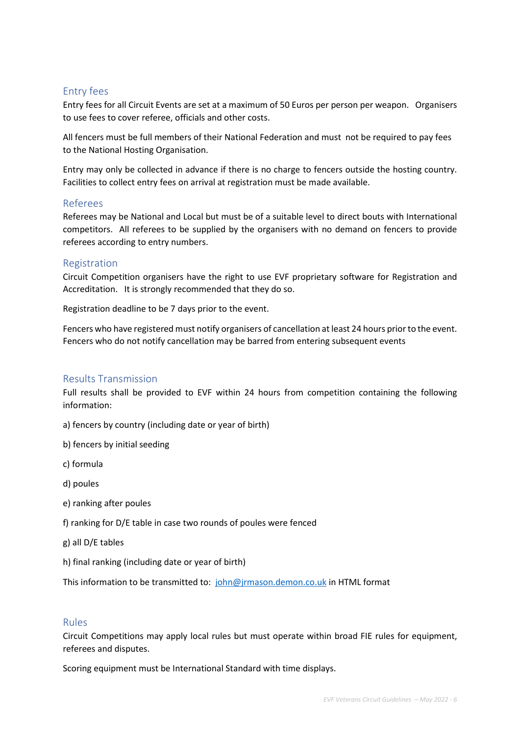## Entry fees

Entry fees for all Circuit Events are set at a maximum of 50 Euros per person per weapon. Organisers to use fees to cover referee, officials and other costs.

All fencers must be full members of their National Federation and must not be required to pay fees to the National Hosting Organisation.

Entry may only be collected in advance if there is no charge to fencers outside the hosting country. Facilities to collect entry fees on arrival at registration must be made available.

## Referees

Referees may be National and Local but must be of a suitable level to direct bouts with International competitors. All referees to be supplied by the organisers with no demand on fencers to provide referees according to entry numbers.

## Registration

Circuit Competition organisers have the right to use EVF proprietary software for Registration and Accreditation. It is strongly recommended that they do so.

Registration deadline to be 7 days prior to the event.

Fencers who have registered must notify organisers of cancellation at least 24 hours prior to the event. Fencers who do not notify cancellation may be barred from entering subsequent events

## Results Transmission

Full results shall be provided to EVF within 24 hours from competition containing the following information:

a) fencers by country (including date or year of birth)

b) fencers by initial seeding

c) formula

d) poules

e) ranking after poules

f) ranking for D/E table in case two rounds of poules were fenced

g) all D/E tables

h) final ranking (including date or year of birth)

This information to be transmitted to: [john@jrmason.demon.co.uk](mailto:john@jrmason.demon.co.uk) in HTML format

## Rules

Circuit Competitions may apply local rules but must operate within broad FIE rules for equipment, referees and disputes.

Scoring equipment must be International Standard with time displays.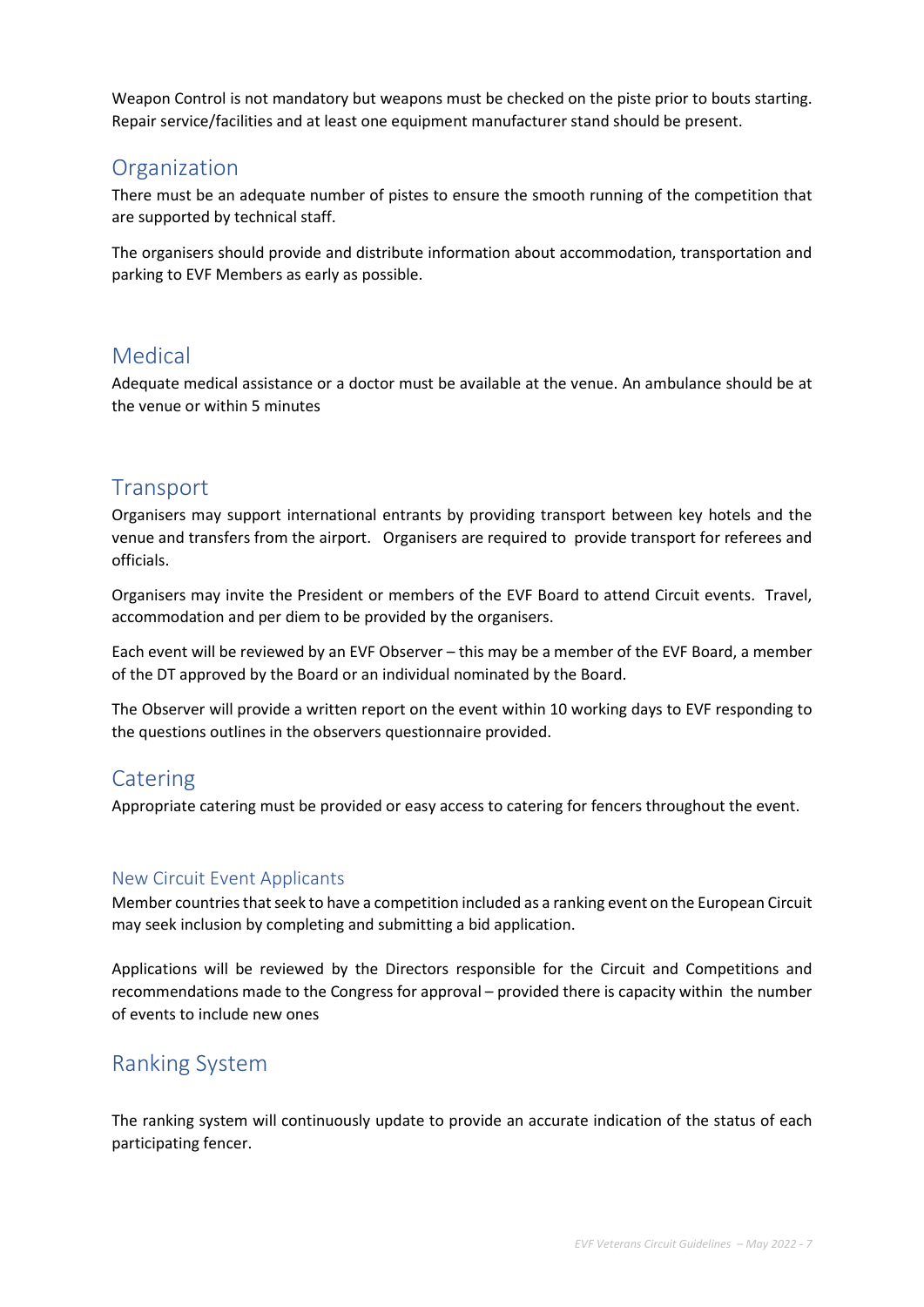Weapon Control is not mandatory but weapons must be checked on the piste prior to bouts starting. Repair service/facilities and at least one equipment manufacturer stand should be present.

## Organization

There must be an adequate number of pistes to ensure the smooth running of the competition that are supported by technical staff.

The organisers should provide and distribute information about accommodation, transportation and parking to EVF Members as early as possible.

## Medical

Adequate medical assistance or a doctor must be available at the venue. An ambulance should be at the venue or within 5 minutes

## Transport

Organisers may support international entrants by providing transport between key hotels and the venue and transfers from the airport. Organisers are required to provide transport for referees and officials.

Organisers may invite the President or members of the EVF Board to attend Circuit events. Travel, accommodation and per diem to be provided by the organisers.

Each event will be reviewed by an EVF Observer – this may be a member of the EVF Board, a member of the DT approved by the Board or an individual nominated by the Board.

The Observer will provide a written report on the event within 10 working days to EVF responding to the questions outlines in the observers questionnaire provided.

## Catering

Appropriate catering must be provided or easy access to catering for fencers throughout the event.

### New Circuit Event Applicants

Member countries that seek to have a competition included as a ranking event on the European Circuit may seek inclusion by completing and submitting a bid application.

Applications will be reviewed by the Directors responsible for the Circuit and Competitions and recommendations made to the Congress for approval – provided there is capacity within the number of events to include new ones

## Ranking System

The ranking system will continuously update to provide an accurate indication of the status of each participating fencer.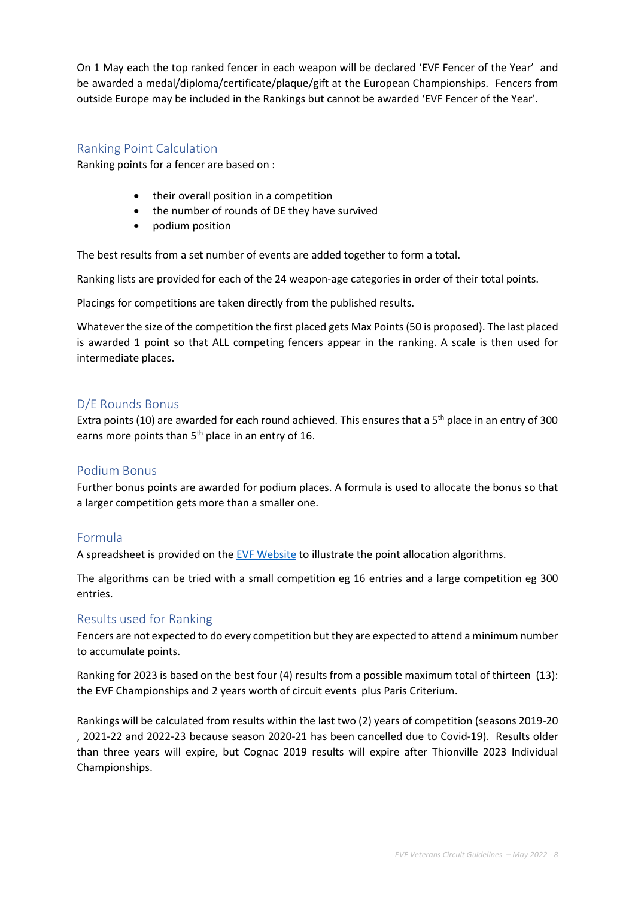On 1 May each the top ranked fencer in each weapon will be declared 'EVF Fencer of the Year' and be awarded a medal/diploma/certificate/plaque/gift at the European Championships. Fencers from outside Europe may be included in the Rankings but cannot be awarded 'EVF Fencer of the Year'.

## Ranking Point Calculation

Ranking points for a fencer are based on :

- their overall position in a competition
- the number of rounds of DE they have survived
- podium position

The best results from a set number of events are added together to form a total.

Ranking lists are provided for each of the 24 weapon-age categories in order of their total points.

Placings for competitions are taken directly from the published results.

Whatever the size of the competition the first placed gets Max Points (50 is proposed). The last placed is awarded 1 point so that ALL competing fencers appear in the ranking. A scale is then used for intermediate places.

## D/E Rounds Bonus

Extra points (10) are awarded for each round achieved. This ensures that a 5th place in an entry of 300 earns more points than 5th place in an entry of 16.

## Podium Bonus

Further bonus points are awarded for podium places. A formula is used to allocate the bonus so that a larger competition gets more than a smaller one.

## Formula

A spreadsheet is provided on the [EVF Website] to illustrate the point allocation algorithms.

The algorithms can be tried with a small competition eg 16 entries and a large competition eg 300 entries.

## Results used for Ranking

Fencers are not expected to do every competition but they are expected to attend a minimum number to accumulate points.

Ranking for 2023 is based on the best four (4) results from a possible maximum total of thirteen (13): the EVF Championships and 2 years worth of circuit events plus Paris Criterium.

Rankings will be calculated from results within the last two (2) years of competition (seasons 2019-20 , 2021-22 and 2022-23 because season 2020-21 has been cancelled due to Covid-19). Results older than three years will expire, but Cognac 2019 results will expire after Thionville 2023 Individual Championships.